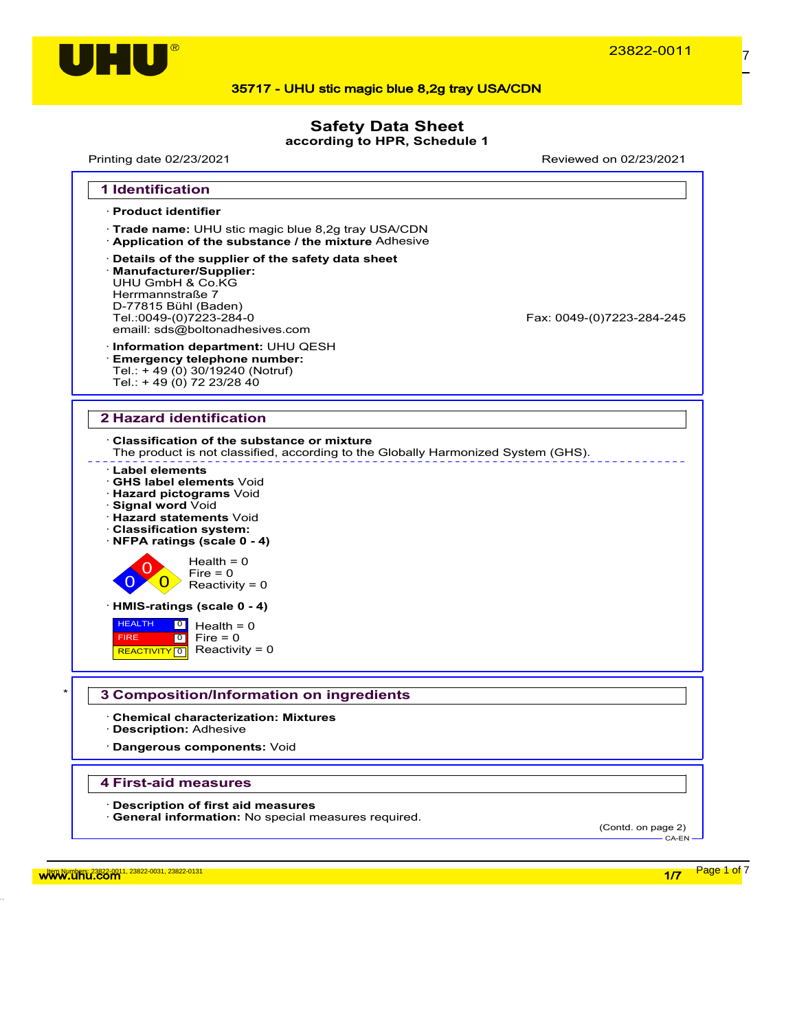# 35717 - UHU stic magic blue 8,2g tray USA/CDN

# Safety Data Sheet
**according to HPR, Schedule 1**

Printing date 02/23/2021 Reviewed on 02/23/2021

## 1 Identification

· **Product identifier**

· **Trade name:** UHU stic magic blue 8,2g tray USA/CDN
· **Application of the substance / the mixture** Adhesive

· **Details of the supplier of the safety data sheet**
· **Manufacturer/Supplier:**
UHU GmbH & Co.KG
Herrmannstraße 7
D-77815 Bühl (Baden)
Tel.:0049-(0)7223-284-0 Fax: 0049-(0)7223-284-245
emaill: sds@boltonadhesives.com

· **Information department:** UHU QESH
· **Emergency telephone number:**
Tel.: + 49 (0) 30/19240 (Notruf)
Tel.: + 49 (0) 72 23/28 40

## 2 Hazard identification

· **Classification of the substance or mixture**
The product is not classified, according to the Globally Harmonized System (GHS).

· **Label elements**
· **GHS label elements** Void
· **Hazard pictograms** Void
· **Signal word** Void
· **Hazard statements** Void
· **Classification system:**
· **NFPA ratings (scale 0 - 4)**

Health = 0
Fire = 0
Reactivity = 0

· **HMIS-ratings (scale 0 - 4)**

| | | |
|---|---|---|
| HEALTH | 0 | Health = 0 |
| FIRE | 0 | Fire = 0 |
| REACTIVITY | 0 | Reactivity = 0 |

## 3 Composition/Information on ingredients

· **Chemical characterization: Mixtures**
· **Description:** Adhesive

· **Dangerous components:** Void

## 4 First-aid measures

· **Description of first aid measures**
· **General information:** No special measures required.

(Contd. on page 2)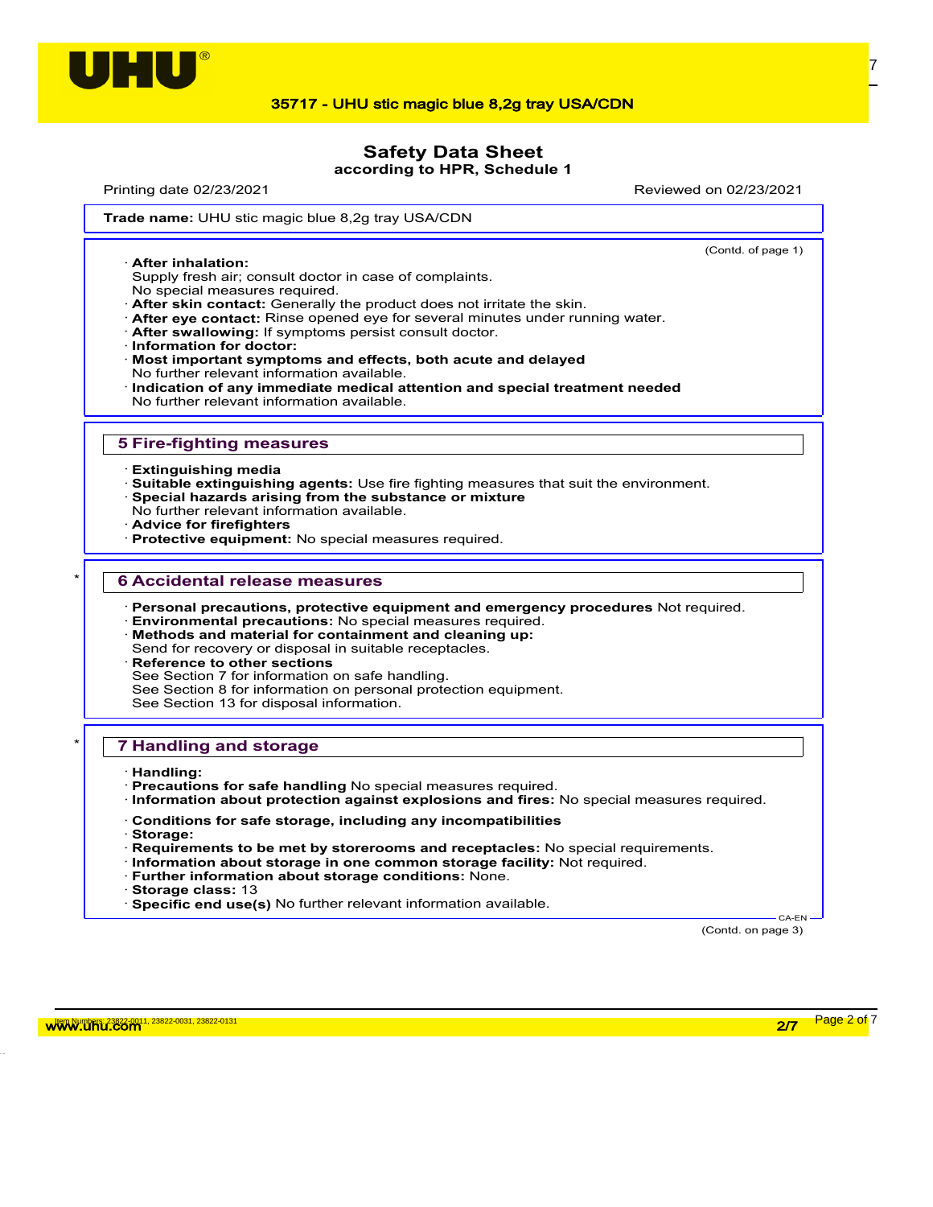**Trade name:** UHU stic magic blue 8,2g tray USA/CDN

(Contd. of page 1)

· **After inhalation:**
Supply fresh air; consult doctor in case of complaints.
No special measures required.
· **After skin contact:** Generally the product does not irritate the skin.
· **After eye contact:** Rinse opened eye for several minutes under running water.
· **After swallowing:** If symptoms persist consult doctor.
· **Information for doctor:**
· **Most important symptoms and effects, both acute and delayed**
No further relevant information available.
· **Indication of any immediate medical attention and special treatment needed**
No further relevant information available.

## 5 Fire-fighting measures

· **Extinguishing media**
· **Suitable extinguishing agents:** Use fire fighting measures that suit the environment.
· **Special hazards arising from the substance or mixture**
No further relevant information available.
· **Advice for firefighters**
· **Protective equipment:** No special measures required.

## 6 Accidental release measures

· **Personal precautions, protective equipment and emergency procedures** Not required.
· **Environmental precautions:** No special measures required.
· **Methods and material for containment and cleaning up:**
Send for recovery or disposal in suitable receptacles.
· **Reference to other sections**
See Section 7 for information on safe handling.
See Section 8 for information on personal protection equipment.
See Section 13 for disposal information.

## 7 Handling and storage

· **Handling:**
· **Precautions for safe handling** No special measures required.
· **Information about protection against explosions and fires:** No special measures required.

· **Conditions for safe storage, including any incompatibilities**
· **Storage:**
· **Requirements to be met by storerooms and receptacles:** No special requirements.
· **Information about storage in one common storage facility:** Not required.
· **Further information about storage conditions:** None.
· **Storage class:** 13
· **Specific end use(s)** No further relevant information available.

(Contd. on page 3)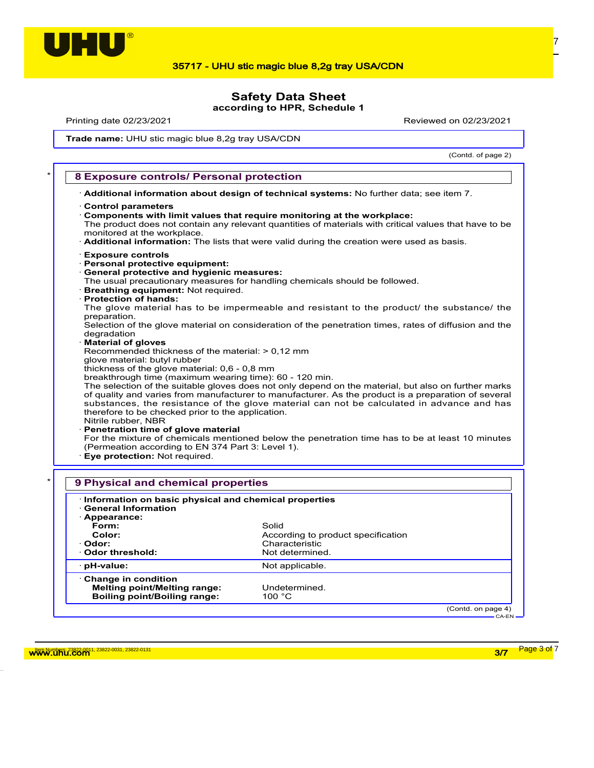**Trade name:** UHU stic magic blue 8,2g tray USA/CDN

(Contd. of page 2)

## 8 Exposure controls/ Personal protection

· **Additional information about design of technical systems:** No further data; see item 7.

· **Control parameters**
· **Components with limit values that require monitoring at the workplace:**
The product does not contain any relevant quantities of materials with critical values that have to be monitored at the workplace.
· **Additional information:** The lists that were valid during the creation were used as basis.

· **Exposure controls**
· **Personal protective equipment:**
· **General protective and hygienic measures:**
The usual precautionary measures for handling chemicals should be followed.
· **Breathing equipment:** Not required.
· **Protection of hands:**
The glove material has to be impermeable and resistant to the product/ the substance/ the preparation.
Selection of the glove material on consideration of the penetration times, rates of diffusion and the degradation
· **Material of gloves**
Recommended thickness of the material: > 0,12 mm
glove material: butyl rubber
thickness of the glove material: 0,6 - 0,8 mm
breakthrough time (maximum wearing time): 60 - 120 min.
The selection of the suitable gloves does not only depend on the material, but also on further marks of quality and varies from manufacturer to manufacturer. As the product is a preparation of several substances, the resistance of the glove material can not be calculated in advance and has therefore to be checked prior to the application.
Nitrile rubber, NBR
· **Penetration time of glove material**
For the mixture of chemicals mentioned below the penetration time has to be at least 10 minutes (Permeation according to EN 374 Part 3: Level 1).
· **Eye protection:** Not required.

## 9 Physical and chemical properties

· **Information on basic physical and chemical properties**
· **General Information**
· **Appearance:**

| | |
|---|---|
| **Form:** | Solid |
| **Color:** | According to product specification |
| · **Odor:** | Characteristic |
| · **Odor threshold:** | Not determined. |
| · **pH-value:** | Not applicable. |
| · **Change in condition** | |
| **Melting point/Melting range:** | Undetermined. |
| **Boiling point/Boiling range:** | 100 °C |

(Contd. on page 4)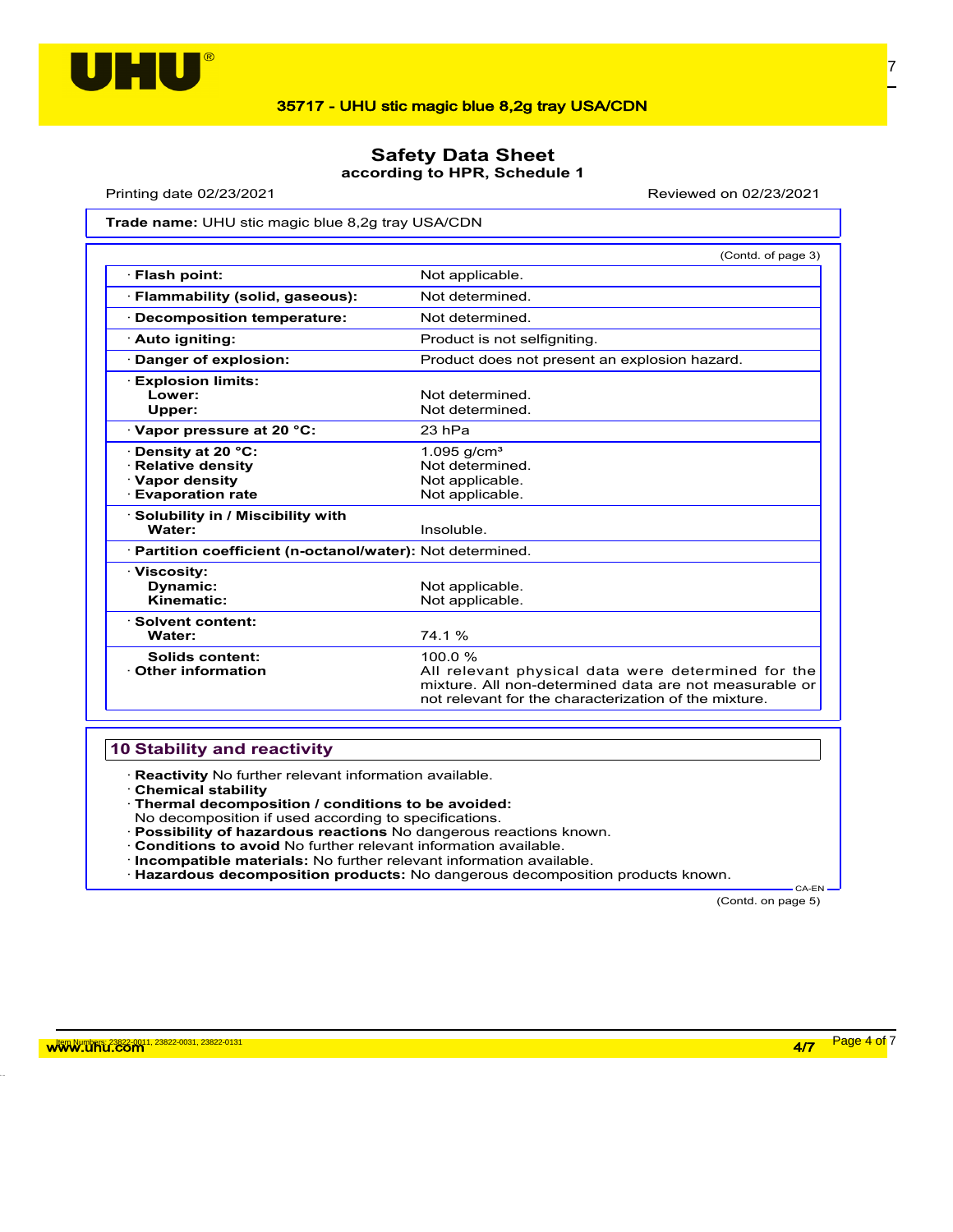# Safety Data Sheet
**according to HPR, Schedule 1**

Printing date 02/23/2021 | Reviewed on 02/23/2021

**Trade name:** UHU stic magic blue 8,2g tray USA/CDN

(Contd. of page 3)

| Property | Value |
|---|---|
| · **Flash point:** | Not applicable. |
| · **Flammability (solid, gaseous):** | Not determined. |
| · **Decomposition temperature:** | Not determined. |
| · **Auto igniting:** | Product is not selfigniting. |
| · **Danger of explosion:** | Product does not present an explosion hazard. |
| · **Explosion limits:** | |
| **Lower:** | Not determined. |
| **Upper:** | Not determined. |
| · **Vapor pressure at 20 °C:** | 23 hPa |
| · **Density at 20 °C:** | 1.095 g/cm³ |
| · **Relative density** | Not determined. |
| · **Vapor density** | Not applicable. |
| · **Evaporation rate** | Not applicable. |
| · **Solubility in / Miscibility with** | |
| **Water:** | Insoluble. |
| · **Partition coefficient (n-octanol/water):** | Not determined. |
| · **Viscosity:** | |
| **Dynamic:** | Not applicable. |
| **Kinematic:** | Not applicable. |
| · **Solvent content:** | |
| **Water:** | 74.1 % |
| **Solids content:** | 100.0 % |
| · **Other information** | All relevant physical data were determined for the mixture. All non-determined data are not measurable or not relevant for the characterization of the mixture. |

## 10 Stability and reactivity

- · **Reactivity** No further relevant information available.
- · **Chemical stability**
- · **Thermal decomposition / conditions to be avoided:**
  No decomposition if used according to specifications.
- · **Possibility of hazardous reactions** No dangerous reactions known.
- · **Conditions to avoid** No further relevant information available.
- · **Incompatible materials:** No further relevant information available.
- · **Hazardous decomposition products:** No dangerous decomposition products known.

CA-EN

(Contd. on page 5)

Item Numbers: 23822-0011, 23822-0031, 23822-0131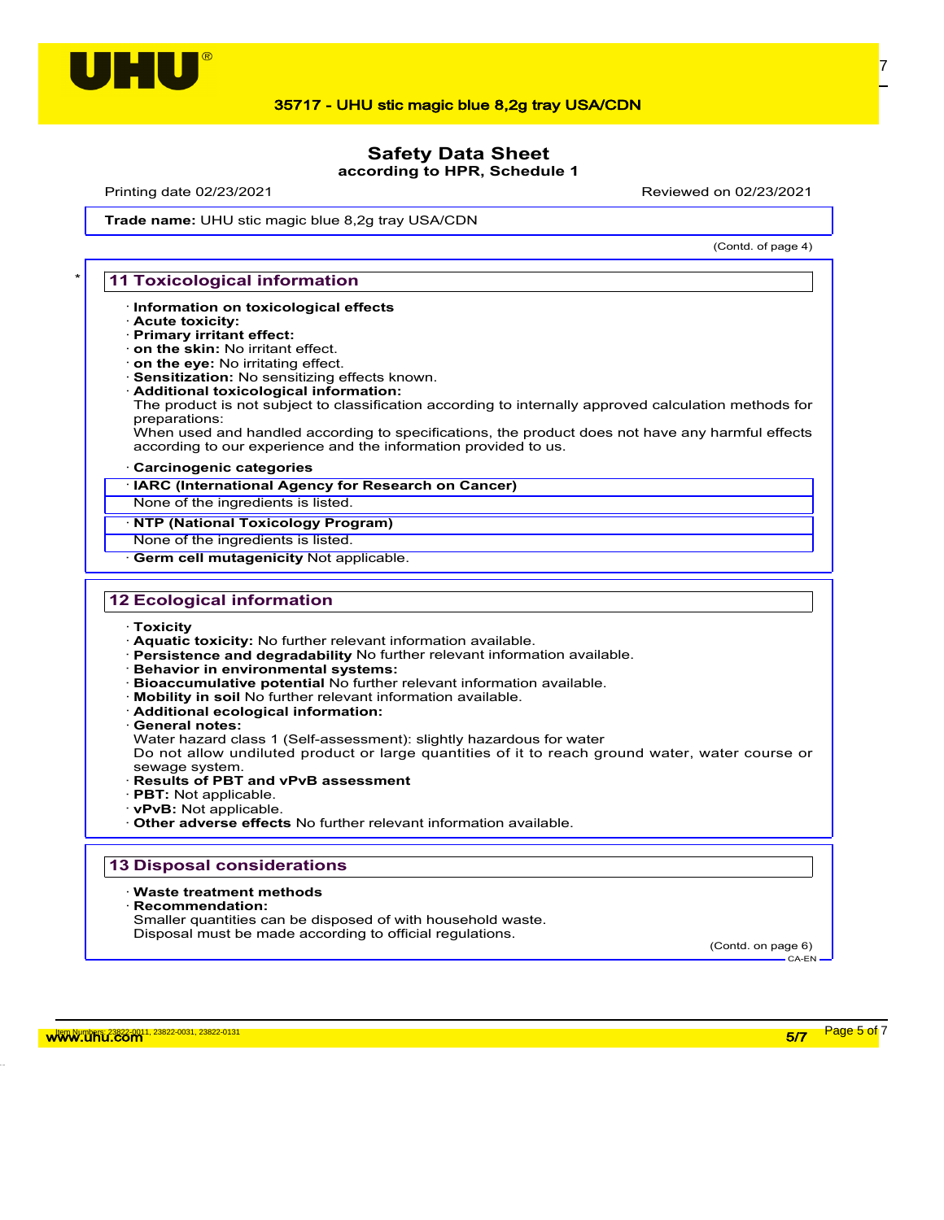# Safety Data Sheet
according to HPR, Schedule 1

Printing date 02/23/2021 Reviewed on 02/23/2021

**Trade name:** UHU stic magic blue 8,2g tray USA/CDN

(Contd. of page 4)

## 11 Toxicological information

· **Information on toxicological effects**
· **Acute toxicity:**
· **Primary irritant effect:**
· **on the skin:** No irritant effect.
· **on the eye:** No irritating effect.
· **Sensitization:** No sensitizing effects known.
· **Additional toxicological information:**
The product is not subject to classification according to internally approved calculation methods for preparations:
When used and handled according to specifications, the product does not have any harmful effects according to our experience and the information provided to us.

· **Carcinogenic categories**

· **IARC (International Agency for Research on Cancer)**
None of the ingredients is listed.

· **NTP (National Toxicology Program)**
None of the ingredients is listed.

· **Germ cell mutagenicity** Not applicable.

## 12 Ecological information

· **Toxicity**
· **Aquatic toxicity:** No further relevant information available.
· **Persistence and degradability** No further relevant information available.
· **Behavior in environmental systems:**
· **Bioaccumulative potential** No further relevant information available.
· **Mobility in soil** No further relevant information available.
· **Additional ecological information:**
· **General notes:**
Water hazard class 1 (Self-assessment): slightly hazardous for water
Do not allow undiluted product or large quantities of it to reach ground water, water course or sewage system.
· **Results of PBT and vPvB assessment**
· **PBT:** Not applicable.
· **vPvB:** Not applicable.
· **Other adverse effects** No further relevant information available.

## 13 Disposal considerations

· **Waste treatment methods**
· **Recommendation:**
Smaller quantities can be disposed of with household waste.
Disposal must be made according to official regulations.

(Contd. on page 6)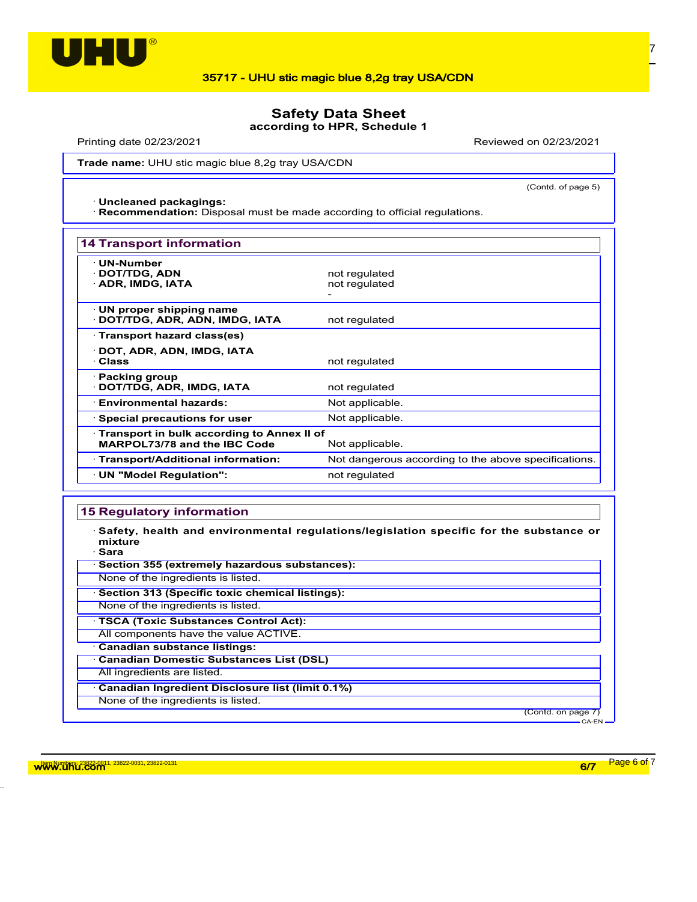Trade name: UHU stic magic blue 8,2g tray USA/CDN

(Contd. of page 5)

· **Uncleaned packagings:**
· **Recommendation:** Disposal must be made according to official regulations.

## 14 Transport information

| | |
|---|---|
| · **UN-Number** | |
| · **DOT/TDG, ADN** | not regulated |
| · **ADR, IMDG, IATA** | not regulated |
| | - |
| · **UN proper shipping name** | |
| · **DOT/TDG, ADR, ADN, IMDG, IATA** | not regulated |
| · **Transport hazard class(es)** | |
| · **DOT, ADR, ADN, IMDG, IATA** | |
| · **Class** | not regulated |
| · **Packing group** | |
| · **DOT/TDG, ADR, IMDG, IATA** | not regulated |
| · **Environmental hazards:** | Not applicable. |
| · **Special precautions for user** | Not applicable. |
| · **Transport in bulk according to Annex II of MARPOL73/78 and the IBC Code** | Not applicable. |
| · **Transport/Additional information:** | Not dangerous according to the above specifications. |
| · **UN "Model Regulation":** | not regulated |

## 15 Regulatory information

· **Safety, health and environmental regulations/legislation specific for the substance or mixture**
· **Sara**

· **Section 355 (extremely hazardous substances):**
None of the ingredients is listed.

· **Section 313 (Specific toxic chemical listings):**
None of the ingredients is listed.

· **TSCA (Toxic Substances Control Act):**
All components have the value ACTIVE.

· **Canadian substance listings:**

· **Canadian Domestic Substances List (DSL)**
All ingredients are listed.

· **Canadian Ingredient Disclosure list (limit 0.1%)**
None of the ingredients is listed.

(Contd. on page 7)

Item Numbers: 23822-0011, 23822-0031, 23822-0131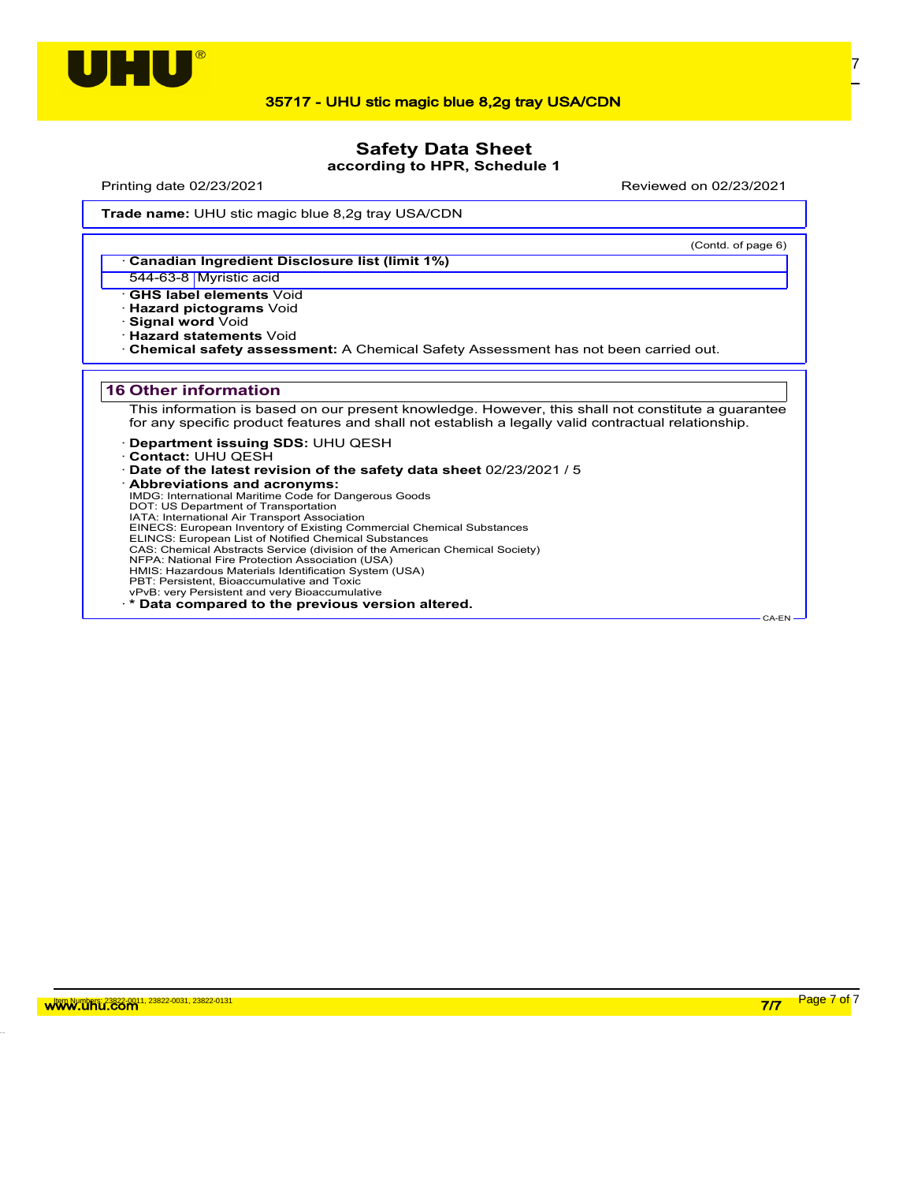· **Canadian Ingredient Disclosure list (limit 1%)**

| | |
|---|---|
| 544-63-8 | Myristic acid |

· **GHS label elements** Void
· **Hazard pictograms** Void
· **Signal word** Void
· **Hazard statements** Void
· **Chemical safety assessment:** A Chemical Safety Assessment has not been carried out.

## 16 Other information

This information is based on our present knowledge. However, this shall not constitute a guarantee for any specific product features and shall not establish a legally valid contractual relationship.

· **Department issuing SDS:** UHU QESH
· **Contact:** UHU QESH
· **Date of the latest revision of the safety data sheet** 02/23/2021 / 5
· **Abbreviations and acronyms:**
IMDG: International Maritime Code for Dangerous Goods
DOT: US Department of Transportation
IATA: International Air Transport Association
EINECS: European Inventory of Existing Commercial Chemical Substances
ELINCS: European List of Notified Chemical Substances
CAS: Chemical Abstracts Service (division of the American Chemical Society)
NFPA: National Fire Protection Association (USA)
HMIS: Hazardous Materials Identification System (USA)
PBT: Persistent, Bioaccumulative and Toxic
vPvB: very Persistent and very Bioaccumulative
· **\* Data compared to the previous version altered.**